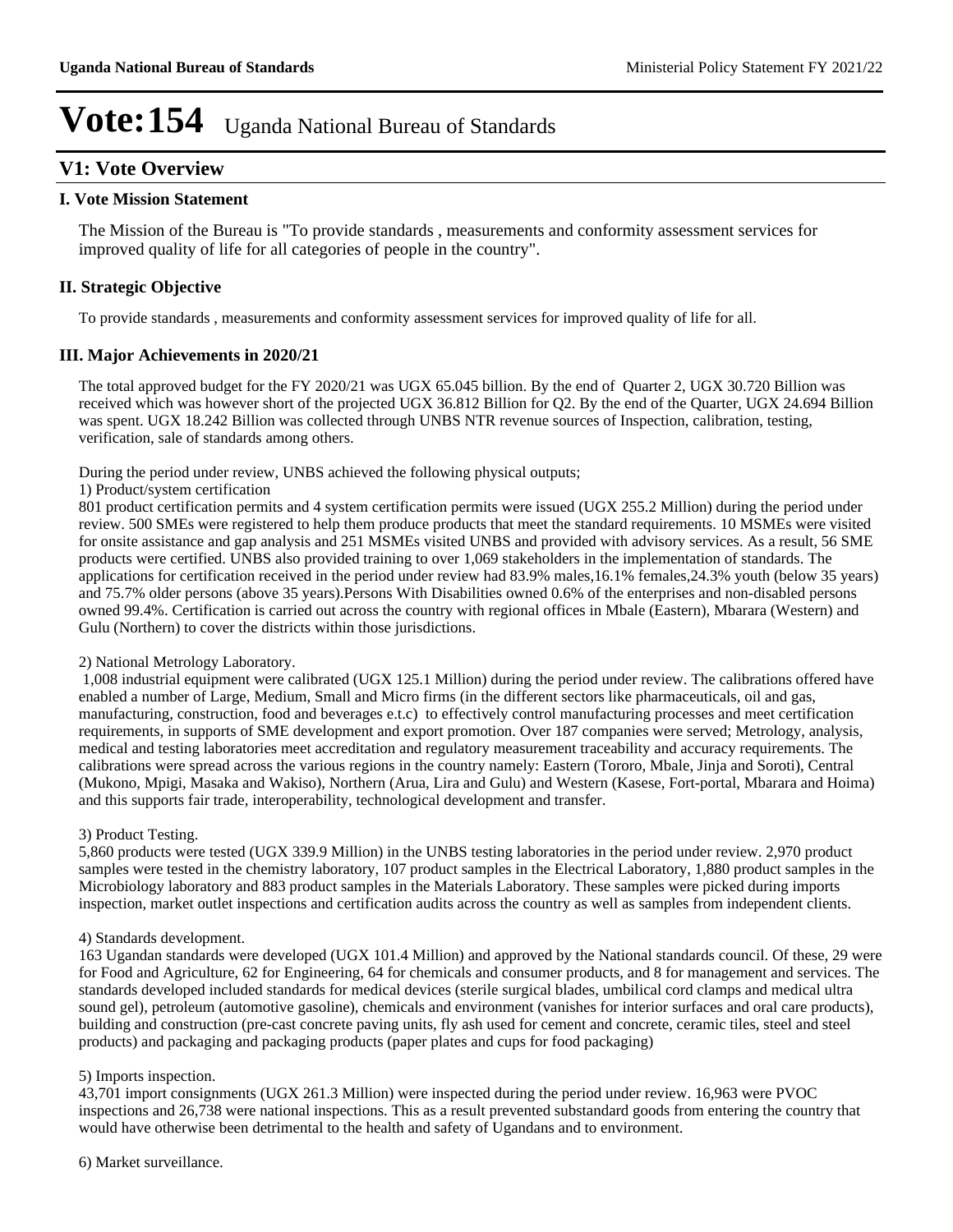# Vote:154 Uganda National Bureau of Standards

## V1: Vote Overview

### I. Vote Mission Statement

The Mission of the Bureau is "To provide standards , measurements and conformity assessment services for improved quality of life for all categories of people in the country".

### II. Strategic Objective

To provide standards , measurements and conformity assessment services for improved quality of life for all.

### III. Major Achievements in 2020/21

The total approved budget for the FY 2020/21 was UGX 65.045 billion. By the end of Quarter 2, UGX 30.720 Billion was received which was however short of the projected UGX 36.812 Billion for Q2. By the end of the Quarter, UGX 24.694 Billion was spent. UGX 18.242 Billion was collected through UNBS NTR revenue sources of Inspection, calibration, testing, verification, sale of standards among others.

During the period under review, UNBS achieved the following physical outputs;

1) Product/system certification

801 product certification permits and 4 system certification permits were issued (UGX 255.2 Million) during the period under review. 500 SMEs were registered to help them produce products that meet the standard requirements. 10 MSMEs were visited for onsite assistance and gap analysis and 251 MSMEs visited UNBS and provided with advisory services. As a result, 56 SME products were certified. UNBS also provided training to over 1,069 stakeholders in the implementation of standards. The applications for certification received in the period under review had 83.9% males,16.1% females,24.3% youth (below 35 years) and 75.7% older persons (above 35 years).Persons With Disabilities owned 0.6% of the enterprises and non-disabled persons owned 99.4%. Certification is carried out across the country with regional offices in Mbale (Eastern), Mbarara (Western) and Gulu (Northern) to cover the districts within those jurisdictions.

2) National Metrology Laboratory.

1,008 industrial equipment were calibrated (UGX 125.1 Million) during the period under review. The calibrations offered have enabled a number of Large, Medium, Small and Micro firms (in the different sectors like pharmaceuticals, oil and gas, manufacturing, construction, food and beverages e.t.c) to effectively control manufacturing processes and meet certification requirements, in supports of SME development and export promotion. Over 187 companies were served; Metrology, analysis, medical and testing laboratories meet accreditation and regulatory measurement traceability and accuracy requirements. The calibrations were spread across the various regions in the country namely: Eastern (Tororo, Mbale, Jinja and Soroti), Central (Mukono, Mpigi, Masaka and Wakiso), Northern (Arua, Lira and Gulu) and Western (Kasese, Fort-portal, Mbarara and Hoima) and this supports fair trade, interoperability, technological development and transfer.

3) Product Testing.

5,860 products were tested (UGX 339.9 Million) in the UNBS testing laboratories in the period under review. 2,970 product samples were tested in the chemistry laboratory, 107 product samples in the Electrical Laboratory, 1,880 product samples in the Microbiology laboratory and 883 product samples in the Materials Laboratory. These samples were picked during imports inspection, market outlet inspections and certification audits across the country as well as samples from independent clients.

4) Standards development.

163 Ugandan standards were developed (UGX 101.4 Million) and approved by the National standards council. Of these, 29 were for Food and Agriculture, 62 for Engineering, 64 for chemicals and consumer products, and 8 for management and services. The standards developed included standards for medical devices (sterile surgical blades, umbilical cord clamps and medical ultra sound gel), petroleum (automotive gasoline), chemicals and environment (vanishes for interior surfaces and oral care products), building and construction (pre-cast concrete paving units, fly ash used for cement and concrete, ceramic tiles, steel and steel products) and packaging and packaging products (paper plates and cups for food packaging)

5) Imports inspection.

43,701 import consignments (UGX 261.3 Million) were inspected during the period under review. 16,963 were PVOC inspections and 26,738 were national inspections. This as a result prevented substandard goods from entering the country that would have otherwise been detrimental to the health and safety of Ugandans and to environment.

6) Market surveillance.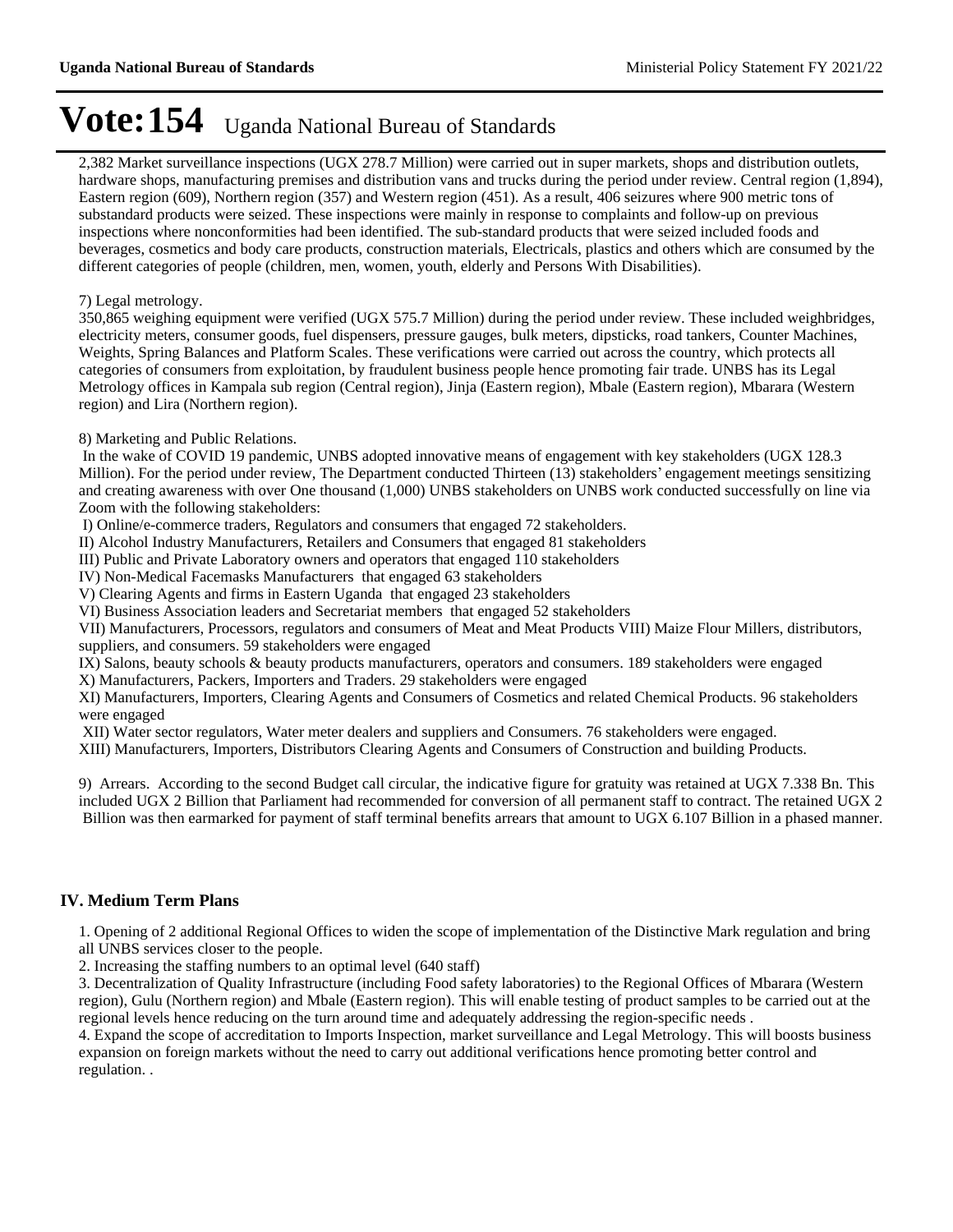# Vote:154 Uganda National Bureau of Standards

2,382 Market surveillance inspections (UGX 278.7 Million) were carried out in super markets, shops and distribution outlets, hardware shops, manufacturing premises and distribution vans and trucks during the period under review. Central region (1,894), Eastern region (609), Northern region (357) and Western region (451). As a result, 406 seizures where 900 metric tons of substandard products were seized. These inspections were mainly in response to complaints and follow-up on previous inspections where nonconformities had been identified. The sub-standard products that were seized included foods and beverages, cosmetics and body care products, construction materials, Electricals, plastics and others which are consumed by the different categories of people (children, men, women, youth, elderly and Persons With Disabilities).

7) Legal metrology.

350,865 weighing equipment were verified (UGX 575.7 Million) during the period under review. These included weighbridges, electricity meters, consumer goods, fuel dispensers, pressure gauges, bulk meters, dipsticks, road tankers, Counter Machines, Weights, Spring Balances and Platform Scales. These verifications were carried out across the country, which protects all categories of consumers from exploitation, by fraudulent business people hence promoting fair trade. UNBS has its Legal Metrology offices in Kampala sub region (Central region), Jinja (Eastern region), Mbale (Eastern region), Mbarara (Western region) and Lira (Northern region).

8) Marketing and Public Relations.

In the wake of COVID 19 pandemic, UNBS adopted innovative means of engagement with key stakeholders (UGX 128.3 Million). For the period under review, The Department conducted Thirteen (13) stakeholders' engagement meetings sensitizing and creating awareness with over One thousand (1,000) UNBS stakeholders on UNBS work conducted successfully on line via Zoom with the following stakeholders:

I) Online/e-commerce traders, Regulators and consumers that engaged 72 stakeholders.
II) Alcohol Industry Manufacturers, Retailers and Consumers that engaged 81 stakeholders
III) Public and Private Laboratory owners and operators that engaged 110 stakeholders
IV) Non-Medical Facemasks Manufacturers that engaged 63 stakeholders
V) Clearing Agents and firms in Eastern Uganda that engaged 23 stakeholders
VI) Business Association leaders and Secretariat members that engaged 52 stakeholders
VII) Manufacturers, Processors, regulators and consumers of Meat and Meat Products VIII) Maize Flour Millers, distributors, suppliers, and consumers. 59 stakeholders were engaged
IX) Salons, beauty schools & beauty products manufacturers, operators and consumers. 189 stakeholders were engaged
X) Manufacturers, Packers, Importers and Traders. 29 stakeholders were engaged
XI) Manufacturers, Importers, Clearing Agents and Consumers of Cosmetics and related Chemical Products. 96 stakeholders were engaged
XII) Water sector regulators, Water meter dealers and suppliers and Consumers. 76 stakeholders were engaged.
XIII) Manufacturers, Importers, Distributors Clearing Agents and Consumers of Construction and building Products.

9) Arrears. According to the second Budget call circular, the indicative figure for gratuity was retained at UGX 7.338 Bn. This included UGX 2 Billion that Parliament had recommended for conversion of all permanent staff to contract. The retained UGX 2 Billion was then earmarked for payment of staff terminal benefits arrears that amount to UGX 6.107 Billion in a phased manner.

## IV. Medium Term Plans

1. Opening of 2 additional Regional Offices to widen the scope of implementation of the Distinctive Mark regulation and bring all UNBS services closer to the people.
2. Increasing the staffing numbers to an optimal level (640 staff)
3. Decentralization of Quality Infrastructure (including Food safety laboratories) to the Regional Offices of Mbarara (Western region), Gulu (Northern region) and Mbale (Eastern region). This will enable testing of product samples to be carried out at the regional levels hence reducing on the turn around time and adequately addressing the region-specific needs .
4. Expand the scope of accreditation to Imports Inspection, market surveillance and Legal Metrology. This will boosts business expansion on foreign markets without the need to carry out additional verifications hence promoting better control and regulation. .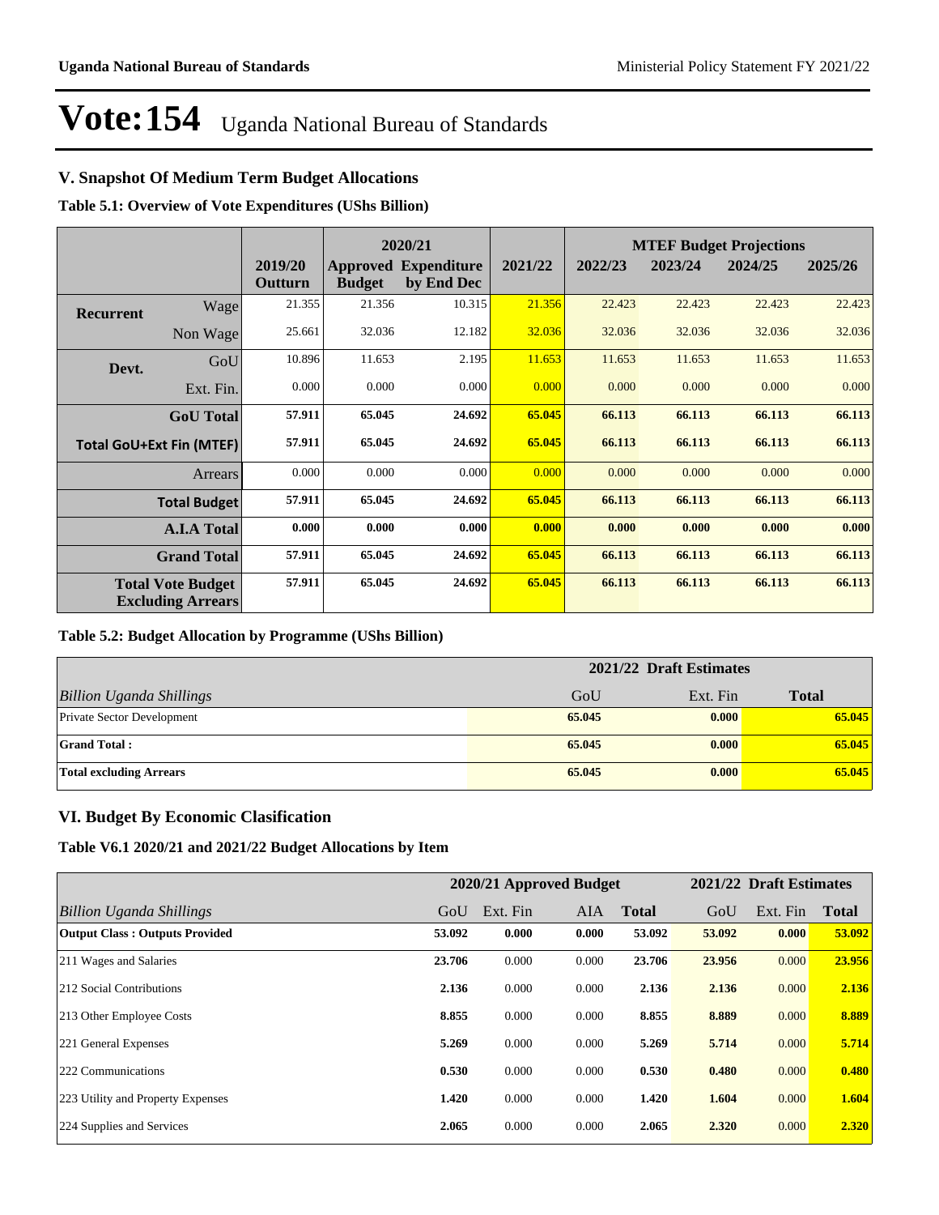# Vote:154 Uganda National Bureau of Standards

## V. Snapshot Of Medium Term Budget Allocations

**Table 5.1: Overview of Vote Expenditures (UShs Billion)**

| | | | 2020/21 | | | MTEF Budget Projections | | | |
|---|---|---|---|---|---|---|---|---|---|
| | | 2019/20 Outturn | Approved Budget | Expenditure by End Dec | 2021/22 | 2022/23 | 2023/24 | 2024/25 | 2025/26 |
| **Recurrent** | Wage | 21.355 | 21.356 | 10.315 | 21.356 | 22.423 | 22.423 | 22.423 | 22.423 |
| | Non Wage | 25.661 | 32.036 | 12.182 | 32.036 | 32.036 | 32.036 | 32.036 | 32.036 |
| **Devt.** | GoU | 10.896 | 11.653 | 2.195 | 11.653 | 11.653 | 11.653 | 11.653 | 11.653 |
| | Ext. Fin. | 0.000 | 0.000 | 0.000 | 0.000 | 0.000 | 0.000 | 0.000 | 0.000 |
| | **GoU Total** | **57.911** | **65.045** | **24.692** | **65.045** | **66.113** | **66.113** | **66.113** | **66.113** |
| **Total GoU+Ext Fin (MTEF)** | | **57.911** | **65.045** | **24.692** | **65.045** | **66.113** | **66.113** | **66.113** | **66.113** |
| | Arrears | 0.000 | 0.000 | 0.000 | 0.000 | 0.000 | 0.000 | 0.000 | 0.000 |
| | **Total Budget** | **57.911** | **65.045** | **24.692** | **65.045** | **66.113** | **66.113** | **66.113** | **66.113** |
| | **A.I.A Total** | **0.000** | **0.000** | **0.000** | **0.000** | **0.000** | **0.000** | **0.000** | **0.000** |
| | **Grand Total** | **57.911** | **65.045** | **24.692** | **65.045** | **66.113** | **66.113** | **66.113** | **66.113** |
| **Total Vote Budget Excluding Arrears** | | **57.911** | **65.045** | **24.692** | **65.045** | **66.113** | **66.113** | **66.113** | **66.113** |

**Table 5.2: Budget Allocation by Programme (UShs Billion)**

| | 2021/22 Draft Estimates | | |
|---|---|---|---|
| *Billion Uganda Shillings* | GoU | Ext. Fin | **Total** |
| Private Sector Development | **65.045** | **0.000** | **65.045** |
| **Grand Total :** | **65.045** | **0.000** | **65.045** |
| **Total excluding Arrears** | **65.045** | **0.000** | **65.045** |

## VI. Budget By Economic Clasification

**Table V6.1 2020/21 and 2021/22 Budget Allocations by Item**

| | 2020/21 Approved Budget | | | | 2021/22 Draft Estimates | | |
|---|---|---|---|---|---|---|---|
| *Billion Uganda Shillings* | GoU | Ext. Fin | AIA | **Total** | GoU | Ext. Fin | **Total** |
| **Output Class : Outputs Provided** | **53.092** | **0.000** | **0.000** | **53.092** | **53.092** | **0.000** | **53.092** |
| 211 Wages and Salaries | **23.706** | 0.000 | 0.000 | **23.706** | **23.956** | 0.000 | **23.956** |
| 212 Social Contributions | **2.136** | 0.000 | 0.000 | **2.136** | **2.136** | 0.000 | **2.136** |
| 213 Other Employee Costs | **8.855** | 0.000 | 0.000 | **8.855** | **8.889** | 0.000 | **8.889** |
| 221 General Expenses | **5.269** | 0.000 | 0.000 | **5.269** | **5.714** | 0.000 | **5.714** |
| 222 Communications | **0.530** | 0.000 | 0.000 | **0.530** | **0.480** | 0.000 | **0.480** |
| 223 Utility and Property Expenses | **1.420** | 0.000 | 0.000 | **1.420** | **1.604** | 0.000 | **1.604** |
| 224 Supplies and Services | **2.065** | 0.000 | 0.000 | **2.065** | **2.320** | 0.000 | **2.320** |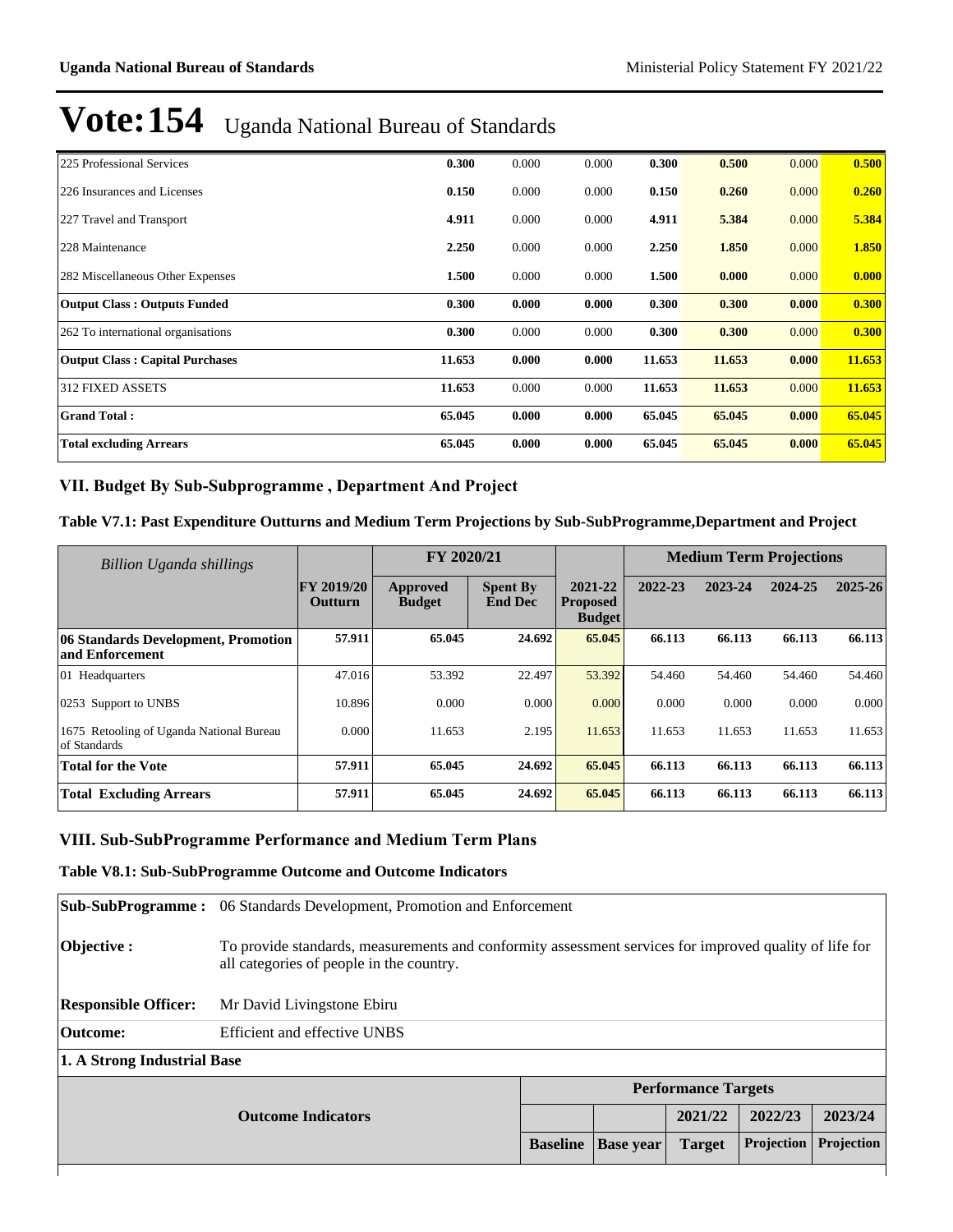# Vote:154 Uganda National Bureau of Standards

| | | | | | | | |
|---|---|---|---|---|---|---|---|
| 225 Professional Services | **0.300** | 0.000 | 0.000 | **0.300** | **0.500** | 0.000 | **0.500** |
| 226 Insurances and Licenses | **0.150** | 0.000 | 0.000 | **0.150** | **0.260** | 0.000 | **0.260** |
| 227 Travel and Transport | **4.911** | 0.000 | 0.000 | **4.911** | **5.384** | 0.000 | **5.384** |
| 228 Maintenance | **2.250** | 0.000 | 0.000 | **2.250** | **1.850** | 0.000 | **1.850** |
| 282 Miscellaneous Other Expenses | **1.500** | 0.000 | 0.000 | **1.500** | **0.000** | 0.000 | **0.000** |
| **Output Class : Outputs Funded** | **0.300** | **0.000** | **0.000** | **0.300** | **0.300** | **0.000** | **0.300** |
| 262 To international organisations | **0.300** | 0.000 | 0.000 | **0.300** | **0.300** | 0.000 | **0.300** |
| **Output Class : Capital Purchases** | **11.653** | **0.000** | **0.000** | **11.653** | **11.653** | **0.000** | **11.653** |
| 312 FIXED ASSETS | **11.653** | 0.000 | 0.000 | **11.653** | **11.653** | 0.000 | **11.653** |
| **Grand Total :** | **65.045** | **0.000** | **0.000** | **65.045** | **65.045** | **0.000** | **65.045** |
| **Total excluding Arrears** | **65.045** | **0.000** | **0.000** | **65.045** | **65.045** | **0.000** | **65.045** |

## VII. Budget By Sub-Subprogramme , Department And Project

### Table V7.1: Past Expenditure Outturns and Medium Term Projections by Sub-SubProgramme,Department and Project

| *Billion Uganda shillings* | | FY 2020/21 | | | Medium Term Projections | | | |
|---|---|---|---|---|---|---|---|---|
| | **FY 2019/20 Outturn** | **Approved Budget** | **Spent By End Dec** | **2021-22 Proposed Budget** | **2022-23** | **2023-24** | **2024-25** | **2025-26** |
| **06 Standards Development, Promotion and Enforcement** | **57.911** | **65.045** | **24.692** | **65.045** | **66.113** | **66.113** | **66.113** | **66.113** |
| 01 Headquarters | 47.016 | 53.392 | 22.497 | 53.392 | 54.460 | 54.460 | 54.460 | 54.460 |
| 0253 Support to UNBS | 10.896 | 0.000 | 0.000 | 0.000 | 0.000 | 0.000 | 0.000 | 0.000 |
| 1675 Retooling of Uganda National Bureau of Standards | 0.000 | 11.653 | 2.195 | 11.653 | 11.653 | 11.653 | 11.653 | 11.653 |
| **Total for the Vote** | **57.911** | **65.045** | **24.692** | **65.045** | **66.113** | **66.113** | **66.113** | **66.113** |
| **Total Excluding Arrears** | **57.911** | **65.045** | **24.692** | **65.045** | **66.113** | **66.113** | **66.113** | **66.113** |

## VIII. Sub-SubProgramme Performance and Medium Term Plans

### Table V8.1: Sub-SubProgramme Outcome and Outcome Indicators

| | |
|---|---|
| **Sub-SubProgramme :** | 06 Standards Development, Promotion and Enforcement |
| **Objective :** | To provide standards, measurements and conformity assessment services for improved quality of life for all categories of people in the country. |
| **Responsible Officer:** | Mr David Livingstone Ebiru |
| **Outcome:** | Efficient and effective UNBS |

**1. A Strong Industrial Base**

| Outcome Indicators | Performance Targets | | | | |
|---|---|---|---|---|---|
| | | | **2021/22** | **2022/23** | **2023/24** |
| | **Baseline** | **Base year** | **Target** | **Projection** | **Projection** |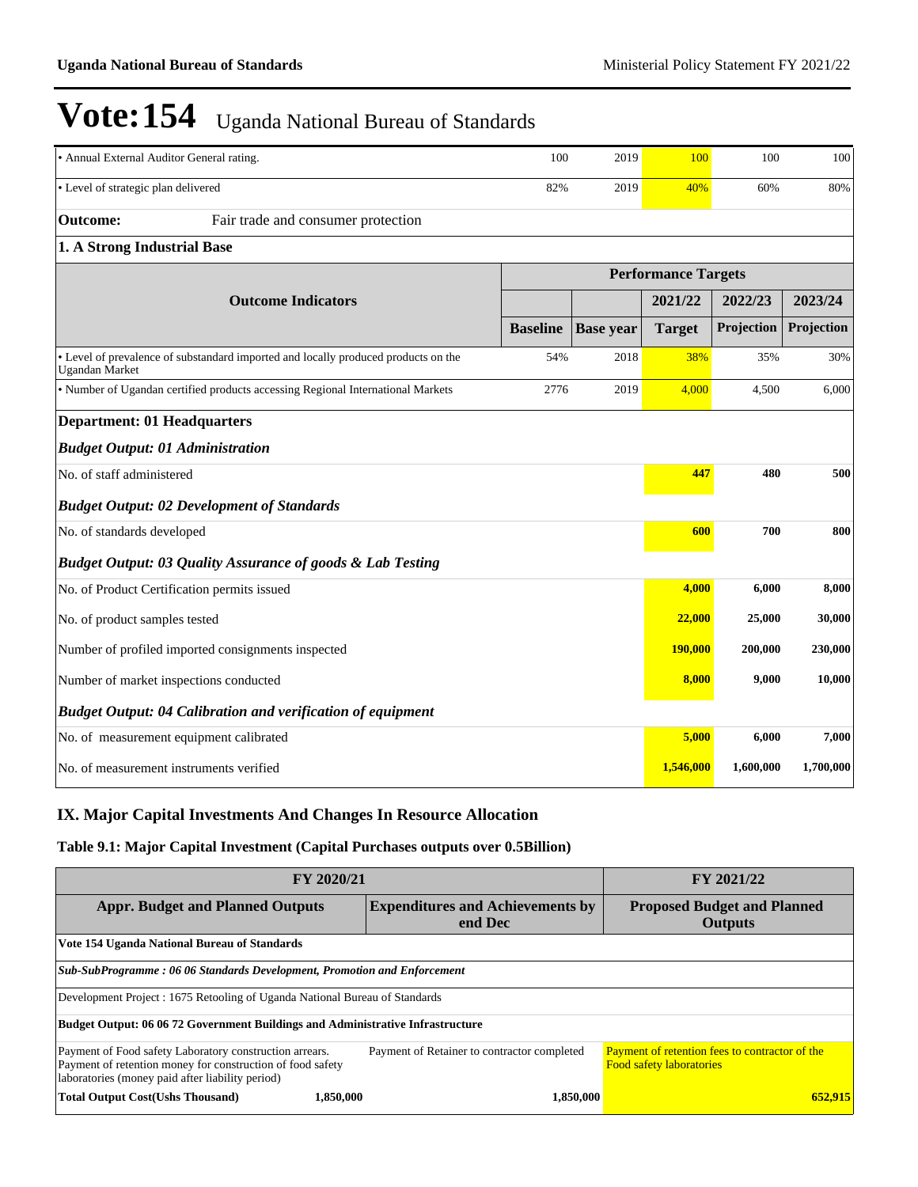# Vote:154 Uganda National Bureau of Standards

| | | | | | |
|---|---|---|---|---|---|
| • Annual External Auditor General rating. | 100 | 2019 | 100 | 100 | 100 |
| • Level of strategic plan delivered | 82% | 2019 | 40% | 60% | 80% |

**Outcome:** Fair trade and consumer protection

**1. A Strong Industrial Base**

| Outcome Indicators | Performance Targets | | | | |
|---|---|---|---|---|---|
| | | | 2021/22 | 2022/23 | 2023/24 |
| | Baseline | Base year | Target | Projection | Projection |
| • Level of prevalence of substandard imported and locally produced products on the Ugandan Market | 54% | 2018 | 38% | 35% | 30% |
| • Number of Ugandan certified products accessing Regional International Markets | 2776 | 2019 | 4,000 | 4,500 | 6,000 |

**Department: 01 Headquarters**

***Budget Output: 01 Administration***

| | 2021/22 Target | 2022/23 Projection | 2023/24 Projection |
|---|---|---|---|
| No. of staff administered | 447 | 480 | 500 |

***Budget Output: 02 Development of Standards***

| | 2021/22 Target | 2022/23 Projection | 2023/24 Projection |
|---|---|---|---|
| No. of standards developed | 600 | 700 | 800 |

***Budget Output: 03 Quality Assurance of goods & Lab Testing***

| | 2021/22 Target | 2022/23 Projection | 2023/24 Projection |
|---|---|---|---|
| No. of Product Certification permits issued | 4,000 | 6,000 | 8,000 |
| No. of product samples tested | 22,000 | 25,000 | 30,000 |
| Number of profiled imported consignments inspected | 190,000 | 200,000 | 230,000 |
| Number of market inspections conducted | 8,000 | 9,000 | 10,000 |

***Budget Output: 04 Calibration and verification of equipment***

| | 2021/22 Target | 2022/23 Projection | 2023/24 Projection |
|---|---|---|---|
| No. of measurement equipment calibrated | 5,000 | 6,000 | 7,000 |
| No. of measurement instruments verified | 1,546,000 | 1,600,000 | 1,700,000 |

## IX. Major Capital Investments And Changes In Resource Allocation

### Table 9.1: Major Capital Investment (Capital Purchases outputs over 0.5Billion)

| FY 2020/21 | | FY 2021/22 |
|---|---|---|
| **Appr. Budget and Planned Outputs** | **Expenditures and Achievements by end Dec** | **Proposed Budget and Planned Outputs** |
| **Vote 154 Uganda National Bureau of Standards** | | |
| ***Sub-SubProgramme : 06 06 Standards Development, Promotion and Enforcement*** | | |
| Development Project : 1675 Retooling of Uganda National Bureau of Standards | | |
| **Budget Output: 06 06 72 Government Buildings and Administrative Infrastructure** | | |
| Payment of Food safety Laboratory construction arrears. Payment of retention money for construction of food safety laboratories (money paid after liability period) | Payment of Retainer to contractor completed | Payment of retention fees to contractor of the Food safety laboratories |
| **Total Output Cost(Ushs Thousand)** 1,850,000 | 1,850,000 | 652,915 |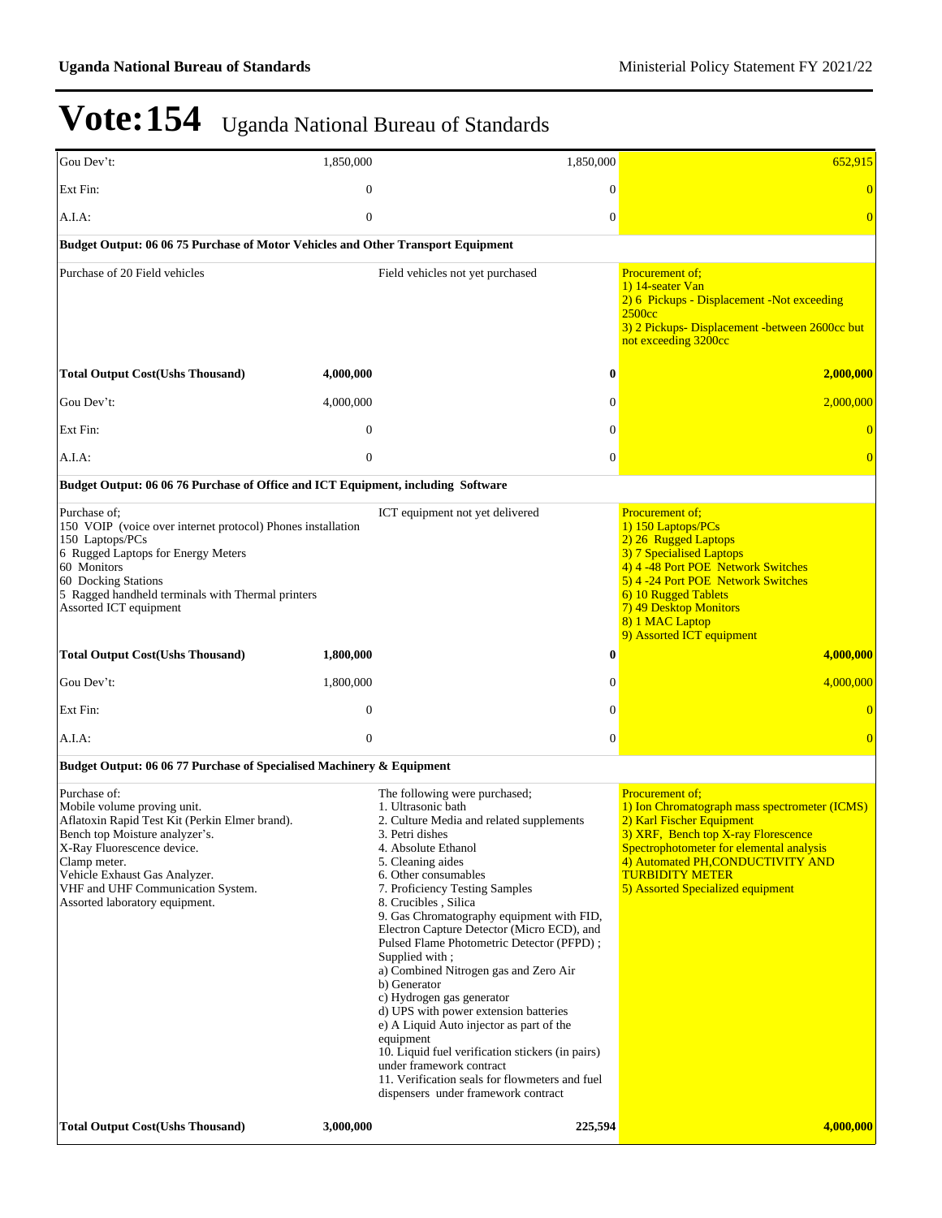# Vote:154 Uganda National Bureau of Standards

| | | | |
|---|---|---|---|
| Gou Dev't: | 1,850,000 | 1,850,000 | 652,915 |
| Ext Fin: | 0 | 0 | 0 |
| A.I.A: | 0 | 0 | 0 |
| **Budget Output: 06 06 75 Purchase of Motor Vehicles and Other Transport Equipment** | | | |
| Purchase of 20 Field vehicles | | Field vehicles not yet purchased | Procurement of;<br>1) 14-seater Van<br>2) 6 Pickups - Displacement -Not exceeding 2500cc<br>3) 2 Pickups- Displacement -between 2600cc but not exceeding 3200cc |
| **Total Output Cost(Ushs Thousand)** | **4,000,000** | **0** | **2,000,000** |
| Gou Dev't: | 4,000,000 | 0 | 2,000,000 |
| Ext Fin: | 0 | 0 | 0 |
| A.I.A: | 0 | 0 | 0 |
| **Budget Output: 06 06 76 Purchase of Office and ICT Equipment, including Software** | | | |
| Purchase of;<br>150 VOIP (voice over internet protocol) Phones installation<br>150 Laptops/PCs<br>6 Rugged Laptops for Energy Meters<br>60 Monitors<br>60 Docking Stations<br>5 Ragged handheld terminals with Thermal printers<br>Assorted ICT equipment | | ICT equipment not yet delivered | Procurement of;<br>1) 150 Laptops/PCs<br>2) 26 Rugged Laptops<br>3) 7 Specialised Laptops<br>4) 4 -48 Port POE Network Switches<br>5) 4 -24 Port POE Network Switches<br>6) 10 Rugged Tablets<br>7) 49 Desktop Monitors<br>8) 1 MAC Laptop<br>9) Assorted ICT equipment |
| **Total Output Cost(Ushs Thousand)** | **1,800,000** | **0** | **4,000,000** |
| Gou Dev't: | 1,800,000 | 0 | 4,000,000 |
| Ext Fin: | 0 | 0 | 0 |
| A.I.A: | 0 | 0 | 0 |
| **Budget Output: 06 06 77 Purchase of Specialised Machinery & Equipment** | | | |
| Purchase of:<br>Mobile volume proving unit.<br>Aflatoxin Rapid Test Kit (Perkin Elmer brand).<br>Bench top Moisture analyzer's.<br>X-Ray Fluorescence device.<br>Clamp meter.<br>Vehicle Exhaust Gas Analyzer.<br>VHF and UHF Communication System.<br>Assorted laboratory equipment. | | The following were purchased;<br>1. Ultrasonic bath<br>2. Culture Media and related supplements<br>3. Petri dishes<br>4. Absolute Ethanol<br>5. Cleaning aides<br>6. Other consumables<br>7. Proficiency Testing Samples<br>8. Crucibles , Silica<br>9. Gas Chromatography equipment with FID, Electron Capture Detector (Micro ECD), and Pulsed Flame Photometric Detector (PFPD) ; Supplied with ;<br>a) Combined Nitrogen gas and Zero Air<br>b) Generator<br>c) Hydrogen gas generator<br>d) UPS with power extension batteries<br>e) A Liquid Auto injector as part of the equipment<br>10. Liquid fuel verification stickers (in pairs) under framework contract<br>11. Verification seals for flowmeters and fuel dispensers under framework contract | Procurement of;<br>1) Ion Chromatograph mass spectrometer (ICMS)<br>2) Karl Fischer Equipment<br>3) XRF, Bench top X-ray Florescence Spectrophotometer for elemental analysis<br>4) Automated PH,CONDUCTIVITY AND TURBIDITY METER<br>5) Assorted Specialized equipment |
| **Total Output Cost(Ushs Thousand)** | **3,000,000** | **225,594** | **4,000,000** |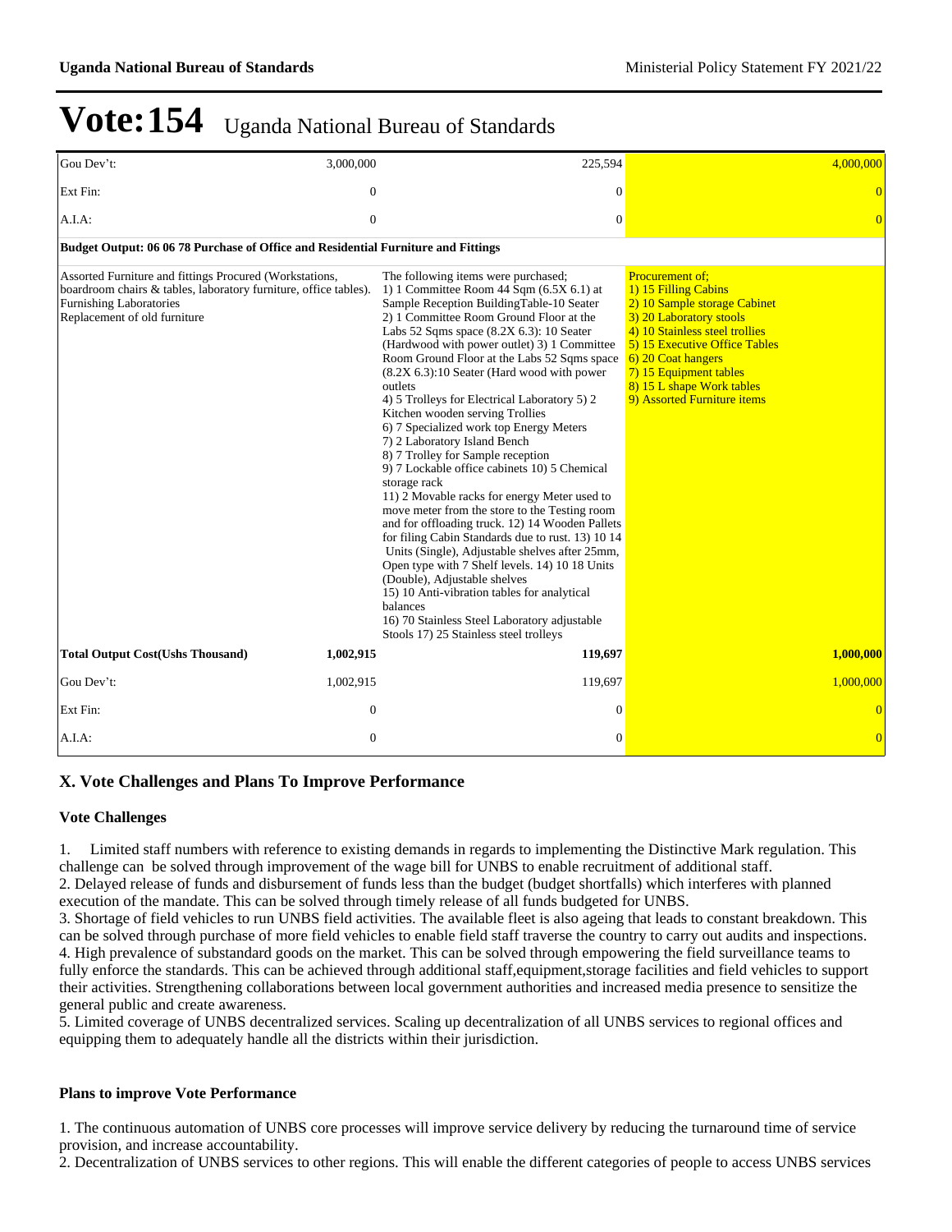# Vote:154 Uganda National Bureau of Standards

| | | | |
|---|---|---|---|
| Gou Dev't: | 3,000,000 | 225,594 | 4,000,000 |
| Ext Fin: | 0 | 0 | 0 |
| A.I.A: | 0 | 0 | 0 |
| **Budget Output: 06 06 78 Purchase of Office and Residential Furniture and Fittings** | | | |
| Assorted Furniture and fittings Procured (Workstations, boardroom chairs & tables, laboratory furniture, office tables). Furnishing Laboratories Replacement of old furniture | | The following items were purchased; 1) 1 Committee Room 44 Sqm (6.5X 6.1) at Sample Reception BuildingTable-10 Seater 2) 1 Committee Room Ground Floor at the Labs 52 Sqms space (8.2X 6.3): 10 Seater (Hardwood with power outlet) 3) 1 Committee Room Ground Floor at the Labs 52 Sqms space (8.2X 6.3):10 Seater (Hard wood with power outlets 4) 5 Trolleys for Electrical Laboratory 5) 2 Kitchen wooden serving Trollies 6) 7 Specialized work top Energy Meters 7) 2 Laboratory Island Bench 8) 7 Trolley for Sample reception 9) 7 Lockable office cabinets 10) 5 Chemical storage rack 11) 2 Movable racks for energy Meter used to move meter from the store to the Testing room and for offloading truck. 12) 14 Wooden Pallets for filing Cabin Standards due to rust. 13) 10 14 Units (Single), Adjustable shelves after 25mm, Open type with 7 Shelf levels. 14) 10 18 Units (Double), Adjustable shelves 15) 10 Anti-vibration tables for analytical balances 16) 70 Stainless Steel Laboratory adjustable Stools 17) 25 Stainless steel trolleys | Procurement of; 1) 15 Filling Cabins 2) 10 Sample storage Cabinet 3) 20 Laboratory stools 4) 10 Stainless steel trollies 5) 15 Executive Office Tables 6) 20 Coat hangers 7) 15 Equipment tables 8) 15 L shape Work tables 9) Assorted Furniture items |
| **Total Output Cost(Ushs Thousand)** | **1,002,915** | **119,697** | **1,000,000** |
| Gou Dev't: | 1,002,915 | 119,697 | 1,000,000 |
| Ext Fin: | 0 | 0 | 0 |
| A.I.A: | 0 | 0 | 0 |

## X. Vote Challenges and Plans To Improve Performance

### Vote Challenges

1. Limited staff numbers with reference to existing demands in regards to implementing the Distinctive Mark regulation. This challenge can be solved through improvement of the wage bill for UNBS to enable recruitment of additional staff.
2. Delayed release of funds and disbursement of funds less than the budget (budget shortfalls) which interferes with planned execution of the mandate. This can be solved through timely release of all funds budgeted for UNBS.
3. Shortage of field vehicles to run UNBS field activities. The available fleet is also ageing that leads to constant breakdown. This can be solved through purchase of more field vehicles to enable field staff traverse the country to carry out audits and inspections.
4. High prevalence of substandard goods on the market. This can be solved through empowering the field surveillance teams to fully enforce the standards. This can be achieved through additional staff,equipment,storage facilities and field vehicles to support their activities. Strengthening collaborations between local government authorities and increased media presence to sensitize the general public and create awareness.
5. Limited coverage of UNBS decentralized services. Scaling up decentralization of all UNBS services to regional offices and equipping them to adequately handle all the districts within their jurisdiction.

### Plans to improve Vote Performance

1. The continuous automation of UNBS core processes will improve service delivery by reducing the turnaround time of service provision, and increase accountability.
2. Decentralization of UNBS services to other regions. This will enable the different categories of people to access UNBS services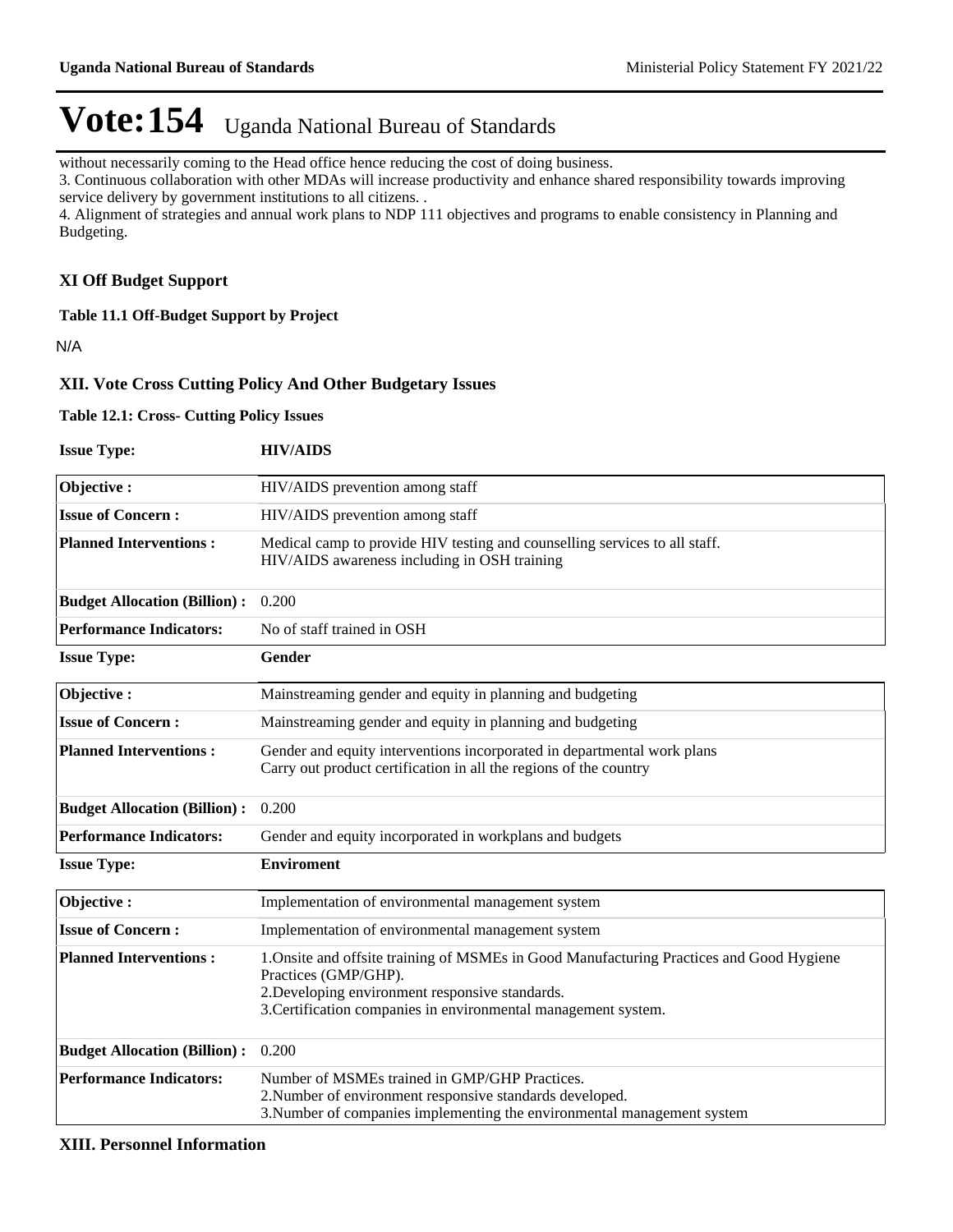# Vote:154 Uganda National Bureau of Standards

without necessarily coming to the Head office hence reducing the cost of doing business.

3. Continuous collaboration with other MDAs will increase productivity and enhance shared responsibility towards improving service delivery by government institutions to all citizens. .

4. Alignment of strategies and annual work plans to NDP 111 objectives and programs to enable consistency in Planning and Budgeting.

## XI Off Budget Support

**Table 11.1 Off-Budget Support by Project**

N/A

## XII. Vote Cross Cutting Policy And Other Budgetary Issues

**Table 12.1: Cross- Cutting Policy Issues**

**Issue Type:** **HIV/AIDS**

| | |
|---|---|
| **Objective :** | HIV/AIDS prevention among staff |
| **Issue of Concern :** | HIV/AIDS prevention among staff |
| **Planned Interventions :** | Medical camp to provide HIV testing and counselling services to all staff.<br>HIV/AIDS awareness including in OSH training |
| **Budget Allocation (Billion) :** | 0.200 |
| **Performance Indicators:** | No of staff trained in OSH |

**Issue Type:** **Gender**

| | |
|---|---|
| **Objective :** | Mainstreaming gender and equity in planning and budgeting |
| **Issue of Concern :** | Mainstreaming gender and equity in planning and budgeting |
| **Planned Interventions :** | Gender and equity interventions incorporated in departmental work plans<br>Carry out product certification in all the regions of the country |
| **Budget Allocation (Billion) :** | 0.200 |
| **Performance Indicators:** | Gender and equity incorporated in workplans and budgets |

**Issue Type:** **Enviroment**

| | |
|---|---|
| **Objective :** | Implementation of environmental management system |
| **Issue of Concern :** | Implementation of environmental management system |
| **Planned Interventions :** | 1.Onsite and offsite training of MSMEs in Good Manufacturing Practices and Good Hygiene Practices (GMP/GHP).<br>2.Developing environment responsive standards.<br>3.Certification companies in environmental management system. |
| **Budget Allocation (Billion) :** | 0.200 |
| **Performance Indicators:** | Number of MSMEs trained in GMP/GHP Practices.<br>2.Number of environment responsive standards developed.<br>3.Number of companies implementing the environmental management system |

## XIII. Personnel Information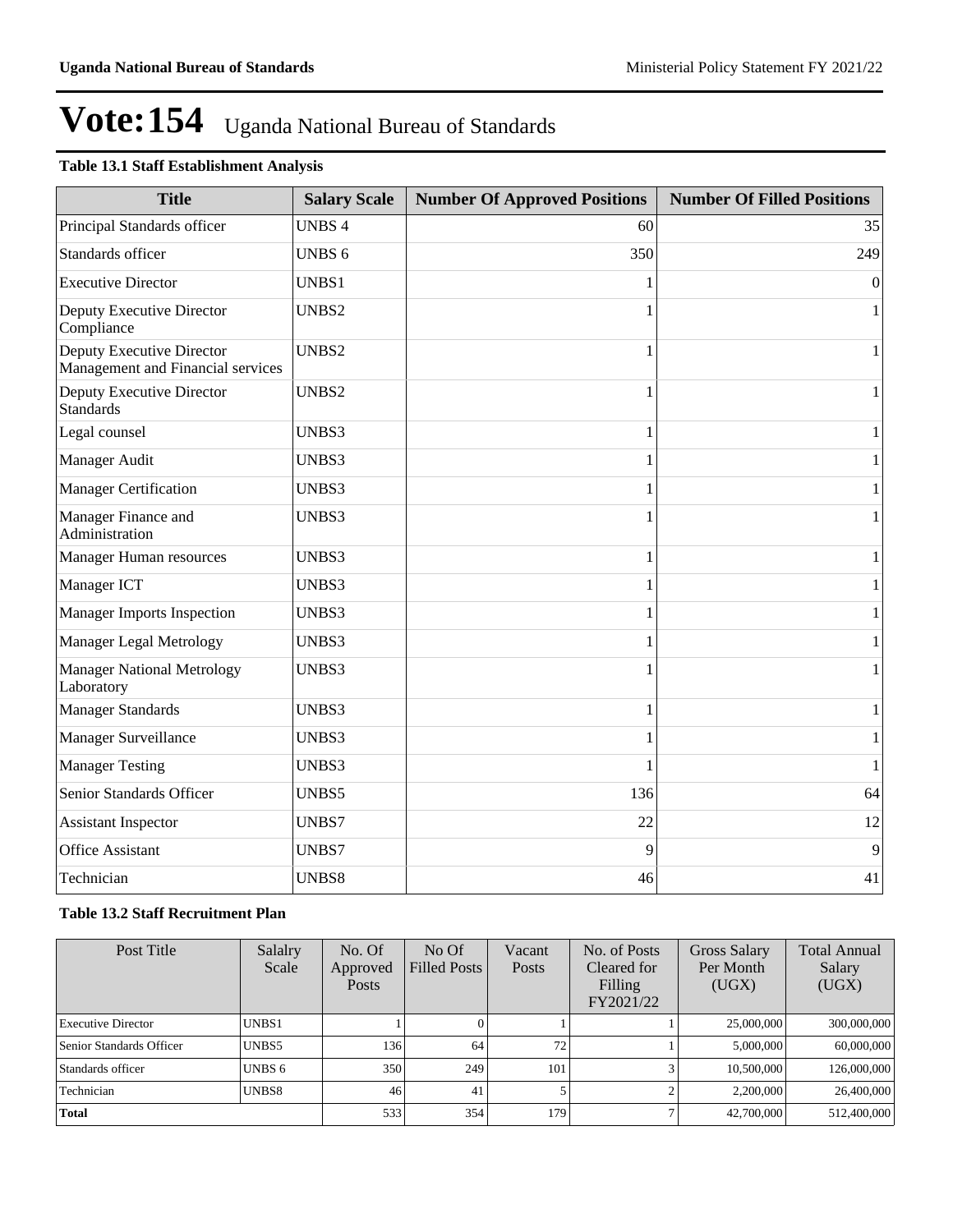# Vote:154 Uganda National Bureau of Standards

**Table 13.1 Staff Establishment Analysis**

| Title | Salary Scale | Number Of Approved Positions | Number Of Filled Positions |
|---|---|---|---|
| Principal Standards officer | UNBS 4 | 60 | 35 |
| Standards officer | UNBS 6 | 350 | 249 |
| Executive Director | UNBS1 | 1 | 0 |
| Deputy Executive Director Compliance | UNBS2 | 1 | 1 |
| Deputy Executive Director Management and Financial services | UNBS2 | 1 | 1 |
| Deputy Executive Director Standards | UNBS2 | 1 | 1 |
| Legal counsel | UNBS3 | 1 | 1 |
| Manager Audit | UNBS3 | 1 | 1 |
| Manager Certification | UNBS3 | 1 | 1 |
| Manager Finance and Administration | UNBS3 | 1 | 1 |
| Manager Human resources | UNBS3 | 1 | 1 |
| Manager ICT | UNBS3 | 1 | 1 |
| Manager Imports Inspection | UNBS3 | 1 | 1 |
| Manager Legal Metrology | UNBS3 | 1 | 1 |
| Manager National Metrology Laboratory | UNBS3 | 1 | 1 |
| Manager Standards | UNBS3 | 1 | 1 |
| Manager Surveillance | UNBS3 | 1 | 1 |
| Manager Testing | UNBS3 | 1 | 1 |
| Senior Standards Officer | UNBS5 | 136 | 64 |
| Assistant Inspector | UNBS7 | 22 | 12 |
| Office Assistant | UNBS7 | 9 | 9 |
| Technician | UNBS8 | 46 | 41 |

**Table 13.2 Staff Recruitment Plan**

| Post Title | Salalry Scale | No. Of Approved Posts | No Of Filled Posts | Vacant Posts | No. of Posts Cleared for Filling FY2021/22 | Gross Salary Per Month (UGX) | Total Annual Salary (UGX) |
|---|---|---|---|---|---|---|---|
| Executive Director | UNBS1 | 1 | 0 | 1 | 1 | 25,000,000 | 300,000,000 |
| Senior Standards Officer | UNBS5 | 136 | 64 | 72 | 1 | 5,000,000 | 60,000,000 |
| Standards officer | UNBS 6 | 350 | 249 | 101 | 3 | 10,500,000 | 126,000,000 |
| Technician | UNBS8 | 46 | 41 | 5 | 2 | 2,200,000 | 26,400,000 |
| **Total** | | 533 | 354 | 179 | 7 | 42,700,000 | 512,400,000 |